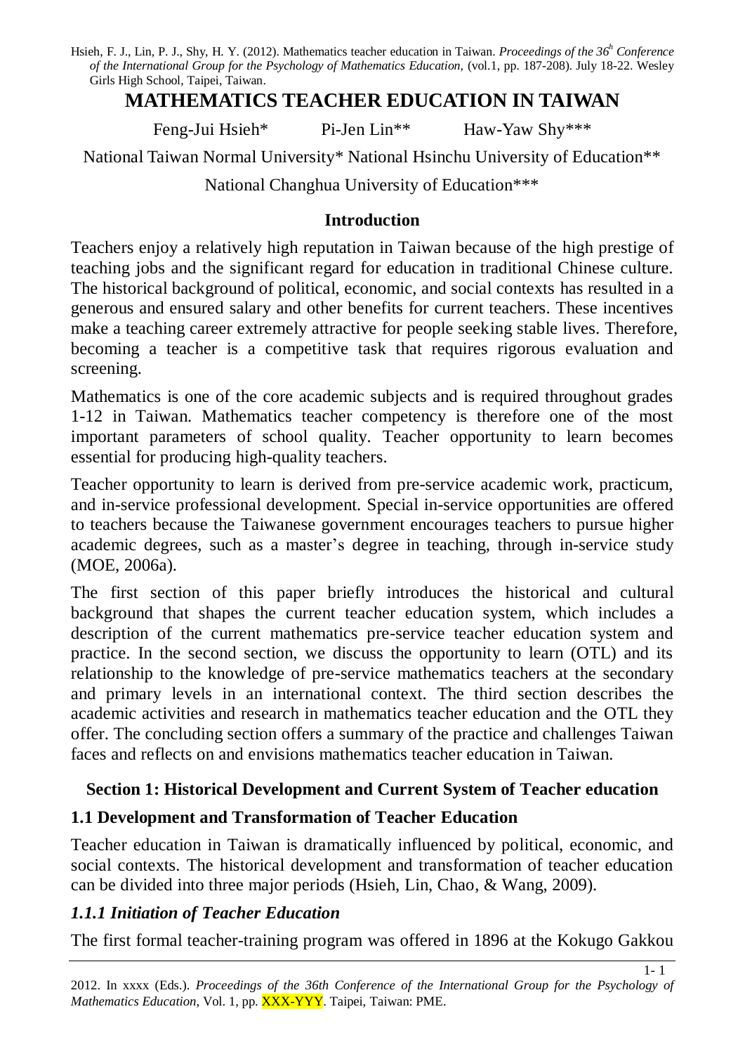Hsieh, F. J., Lin, P. J., Shy, H. Y. (2012). Mathematics teacher education in Taiwan. *Proceedings of the 36h Conference of the International Group for the Psychology of Mathematics Education,* (vol.1, pp. 187-208). July 18-22. Wesley Girls High School, Taipei, Taiwan.

# MATHEMATICS TEACHER EDUCATION IN TAIWAN

Feng-Jui Hsieh* Pi-Jen Lin** Haw-Yaw Shy***

National Taiwan Normal University* National Hsinchu University of Education**

National Changhua University of Education***

## Introduction

Teachers enjoy a relatively high reputation in Taiwan because of the high prestige of teaching jobs and the significant regard for education in traditional Chinese culture. The historical background of political, economic, and social contexts has resulted in a generous and ensured salary and other benefits for current teachers. These incentives make a teaching career extremely attractive for people seeking stable lives. Therefore, becoming a teacher is a competitive task that requires rigorous evaluation and screening.

Mathematics is one of the core academic subjects and is required throughout grades 1-12 in Taiwan. Mathematics teacher competency is therefore one of the most important parameters of school quality. Teacher opportunity to learn becomes essential for producing high-quality teachers.

Teacher opportunity to learn is derived from pre-service academic work, practicum, and in-service professional development. Special in-service opportunities are offered to teachers because the Taiwanese government encourages teachers to pursue higher academic degrees, such as a master's degree in teaching, through in-service study (MOE, 2006a).

The first section of this paper briefly introduces the historical and cultural background that shapes the current teacher education system, which includes a description of the current mathematics pre-service teacher education system and practice. In the second section, we discuss the opportunity to learn (OTL) and its relationship to the knowledge of pre-service mathematics teachers at the secondary and primary levels in an international context. The third section describes the academic activities and research in mathematics teacher education and the OTL they offer. The concluding section offers a summary of the practice and challenges Taiwan faces and reflects on and envisions mathematics teacher education in Taiwan.

## Section 1: Historical Development and Current System of Teacher education

### 1.1 Development and Transformation of Teacher Education

Teacher education in Taiwan is dramatically influenced by political, economic, and social contexts. The historical development and transformation of teacher education can be divided into three major periods (Hsieh, Lin, Chao, & Wang, 2009).

### *1.1.1 Initiation of Teacher Education*

The first formal teacher-training program was offered in 1896 at the Kokugo Gakkou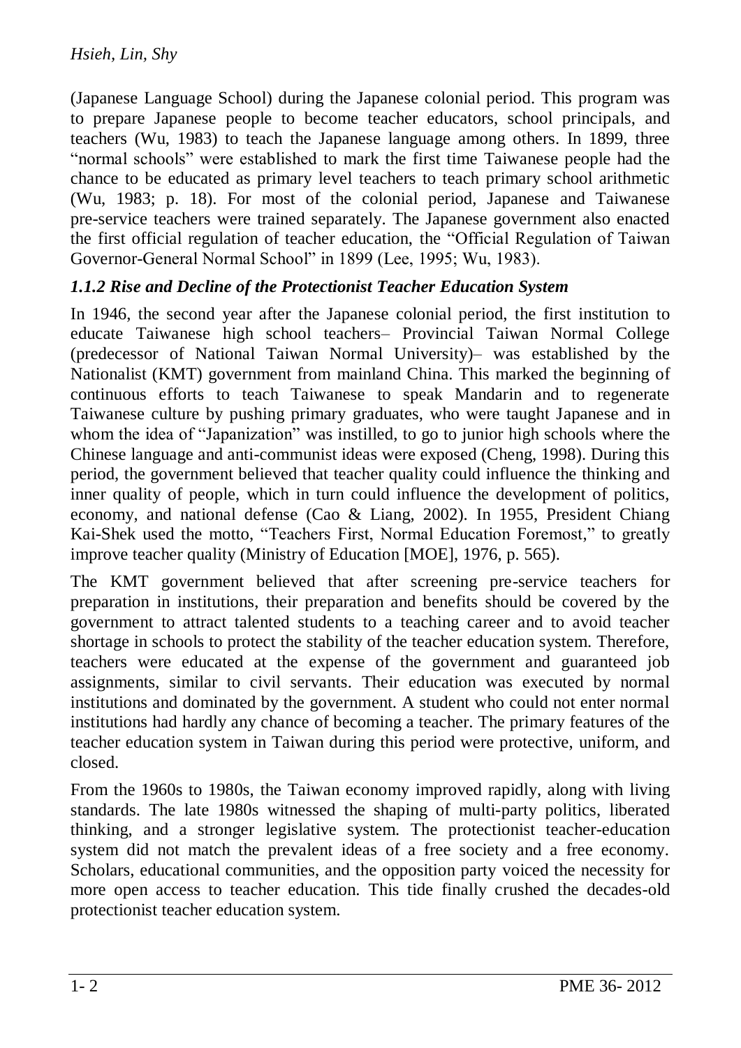(Japanese Language School) during the Japanese colonial period. This program was to prepare Japanese people to become teacher educators, school principals, and teachers (Wu, 1983) to teach the Japanese language among others. In 1899, three "normal schools" were established to mark the first time Taiwanese people had the chance to be educated as primary level teachers to teach primary school arithmetic (Wu, 1983; p. 18). For most of the colonial period, Japanese and Taiwanese pre-service teachers were trained separately. The Japanese government also enacted the first official regulation of teacher education, the "Official Regulation of Taiwan Governor-General Normal School" in 1899 (Lee, 1995; Wu, 1983).

### *1.1.2 Rise and Decline of the Protectionist Teacher Education System*

In 1946, the second year after the Japanese colonial period, the first institution to educate Taiwanese high school teachers– Provincial Taiwan Normal College (predecessor of National Taiwan Normal University)– was established by the Nationalist (KMT) government from mainland China. This marked the beginning of continuous efforts to teach Taiwanese to speak Mandarin and to regenerate Taiwanese culture by pushing primary graduates, who were taught Japanese and in whom the idea of "Japanization" was instilled, to go to junior high schools where the Chinese language and anti-communist ideas were exposed (Cheng, 1998). During this period, the government believed that teacher quality could influence the thinking and inner quality of people, which in turn could influence the development of politics, economy, and national defense (Cao & Liang, 2002). In 1955, President Chiang Kai-Shek used the motto, "Teachers First, Normal Education Foremost," to greatly improve teacher quality (Ministry of Education [MOE], 1976, p. 565).

The KMT government believed that after screening pre-service teachers for preparation in institutions, their preparation and benefits should be covered by the government to attract talented students to a teaching career and to avoid teacher shortage in schools to protect the stability of the teacher education system. Therefore, teachers were educated at the expense of the government and guaranteed job assignments, similar to civil servants. Their education was executed by normal institutions and dominated by the government. A student who could not enter normal institutions had hardly any chance of becoming a teacher. The primary features of the teacher education system in Taiwan during this period were protective, uniform, and closed.

From the 1960s to 1980s, the Taiwan economy improved rapidly, along with living standards. The late 1980s witnessed the shaping of multi-party politics, liberated thinking, and a stronger legislative system. The protectionist teacher-education system did not match the prevalent ideas of a free society and a free economy. Scholars, educational communities, and the opposition party voiced the necessity for more open access to teacher education. This tide finally crushed the decades-old protectionist teacher education system.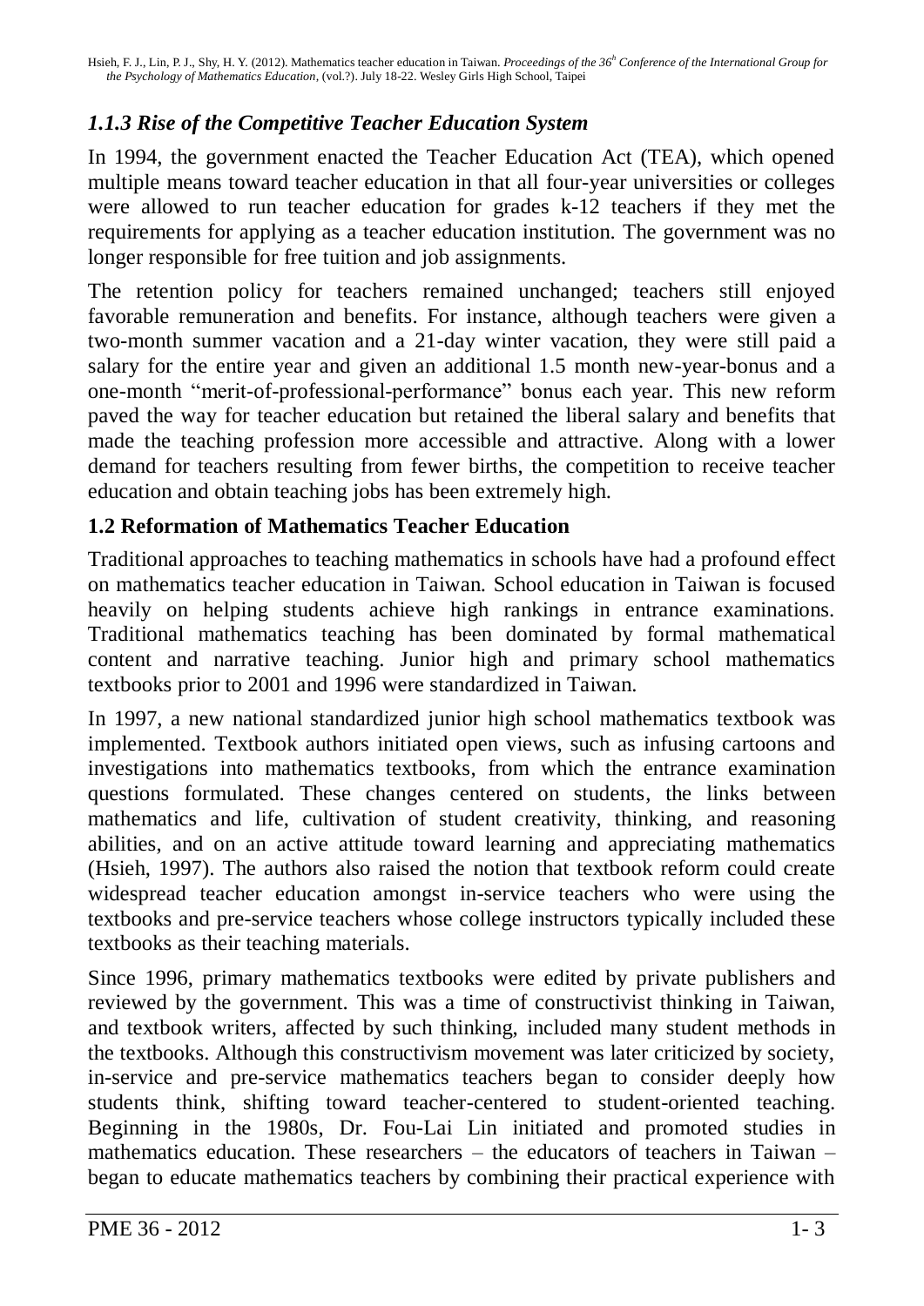### *1.1.3 Rise of the Competitive Teacher Education System*

In 1994, the government enacted the Teacher Education Act (TEA), which opened multiple means toward teacher education in that all four-year universities or colleges were allowed to run teacher education for grades k-12 teachers if they met the requirements for applying as a teacher education institution. The government was no longer responsible for free tuition and job assignments.

The retention policy for teachers remained unchanged; teachers still enjoyed favorable remuneration and benefits. For instance, although teachers were given a two-month summer vacation and a 21-day winter vacation, they were still paid a salary for the entire year and given an additional 1.5 month new-year-bonus and a one-month "merit-of-professional-performance" bonus each year. This new reform paved the way for teacher education but retained the liberal salary and benefits that made the teaching profession more accessible and attractive. Along with a lower demand for teachers resulting from fewer births, the competition to receive teacher education and obtain teaching jobs has been extremely high.

### **1.2 Reformation of Mathematics Teacher Education**

Traditional approaches to teaching mathematics in schools have had a profound effect on mathematics teacher education in Taiwan. School education in Taiwan is focused heavily on helping students achieve high rankings in entrance examinations. Traditional mathematics teaching has been dominated by formal mathematical content and narrative teaching. Junior high and primary school mathematics textbooks prior to 2001 and 1996 were standardized in Taiwan.

In 1997, a new national standardized junior high school mathematics textbook was implemented. Textbook authors initiated open views, such as infusing cartoons and investigations into mathematics textbooks, from which the entrance examination questions formulated. These changes centered on students, the links between mathematics and life, cultivation of student creativity, thinking, and reasoning abilities, and on an active attitude toward learning and appreciating mathematics (Hsieh, 1997). The authors also raised the notion that textbook reform could create widespread teacher education amongst in-service teachers who were using the textbooks and pre-service teachers whose college instructors typically included these textbooks as their teaching materials.

Since 1996, primary mathematics textbooks were edited by private publishers and reviewed by the government. This was a time of constructivist thinking in Taiwan, and textbook writers, affected by such thinking, included many student methods in the textbooks. Although this constructivism movement was later criticized by society, in-service and pre-service mathematics teachers began to consider deeply how students think, shifting toward teacher-centered to student-oriented teaching. Beginning in the 1980s, Dr. Fou-Lai Lin initiated and promoted studies in mathematics education. These researchers – the educators of teachers in Taiwan – began to educate mathematics teachers by combining their practical experience with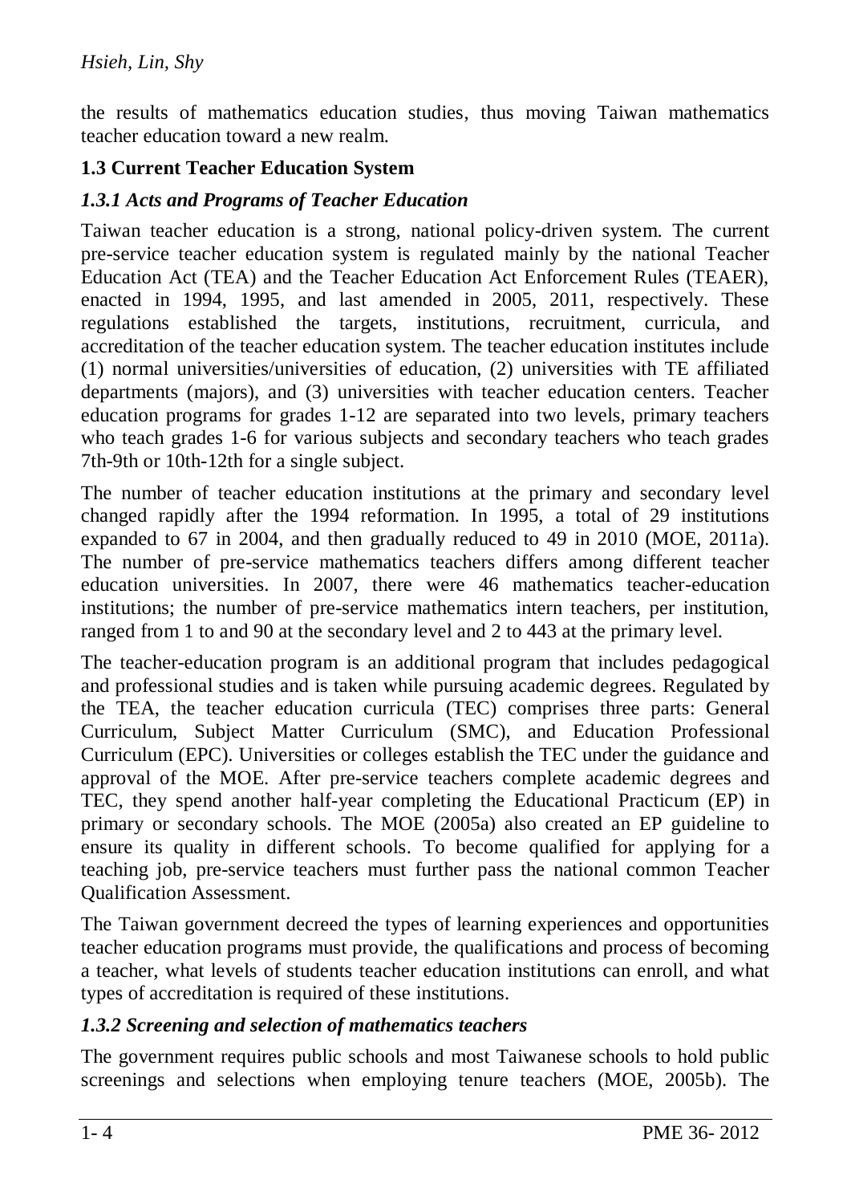the results of mathematics education studies, thus moving Taiwan mathematics teacher education toward a new realm.

### 1.3 Current Teacher Education System

#### *1.3.1 Acts and Programs of Teacher Education*

Taiwan teacher education is a strong, national policy-driven system. The current pre-service teacher education system is regulated mainly by the national Teacher Education Act (TEA) and the Teacher Education Act Enforcement Rules (TEAER), enacted in 1994, 1995, and last amended in 2005, 2011, respectively. These regulations established the targets, institutions, recruitment, curricula, and accreditation of the teacher education system. The teacher education institutes include (1) normal universities/universities of education, (2) universities with TE affiliated departments (majors), and (3) universities with teacher education centers. Teacher education programs for grades 1-12 are separated into two levels, primary teachers who teach grades 1-6 for various subjects and secondary teachers who teach grades 7th-9th or 10th-12th for a single subject.

The number of teacher education institutions at the primary and secondary level changed rapidly after the 1994 reformation. In 1995, a total of 29 institutions expanded to 67 in 2004, and then gradually reduced to 49 in 2010 (MOE, 2011a). The number of pre-service mathematics teachers differs among different teacher education universities. In 2007, there were 46 mathematics teacher-education institutions; the number of pre-service mathematics intern teachers, per institution, ranged from 1 to and 90 at the secondary level and 2 to 443 at the primary level.

The teacher-education program is an additional program that includes pedagogical and professional studies and is taken while pursuing academic degrees. Regulated by the TEA, the teacher education curricula (TEC) comprises three parts: General Curriculum, Subject Matter Curriculum (SMC), and Education Professional Curriculum (EPC). Universities or colleges establish the TEC under the guidance and approval of the MOE. After pre-service teachers complete academic degrees and TEC, they spend another half-year completing the Educational Practicum (EP) in primary or secondary schools. The MOE (2005a) also created an EP guideline to ensure its quality in different schools. To become qualified for applying for a teaching job, pre-service teachers must further pass the national common Teacher Qualification Assessment.

The Taiwan government decreed the types of learning experiences and opportunities teacher education programs must provide, the qualifications and process of becoming a teacher, what levels of students teacher education institutions can enroll, and what types of accreditation is required of these institutions.

#### *1.3.2 Screening and selection of mathematics teachers*

The government requires public schools and most Taiwanese schools to hold public screenings and selections when employing tenure teachers (MOE, 2005b). The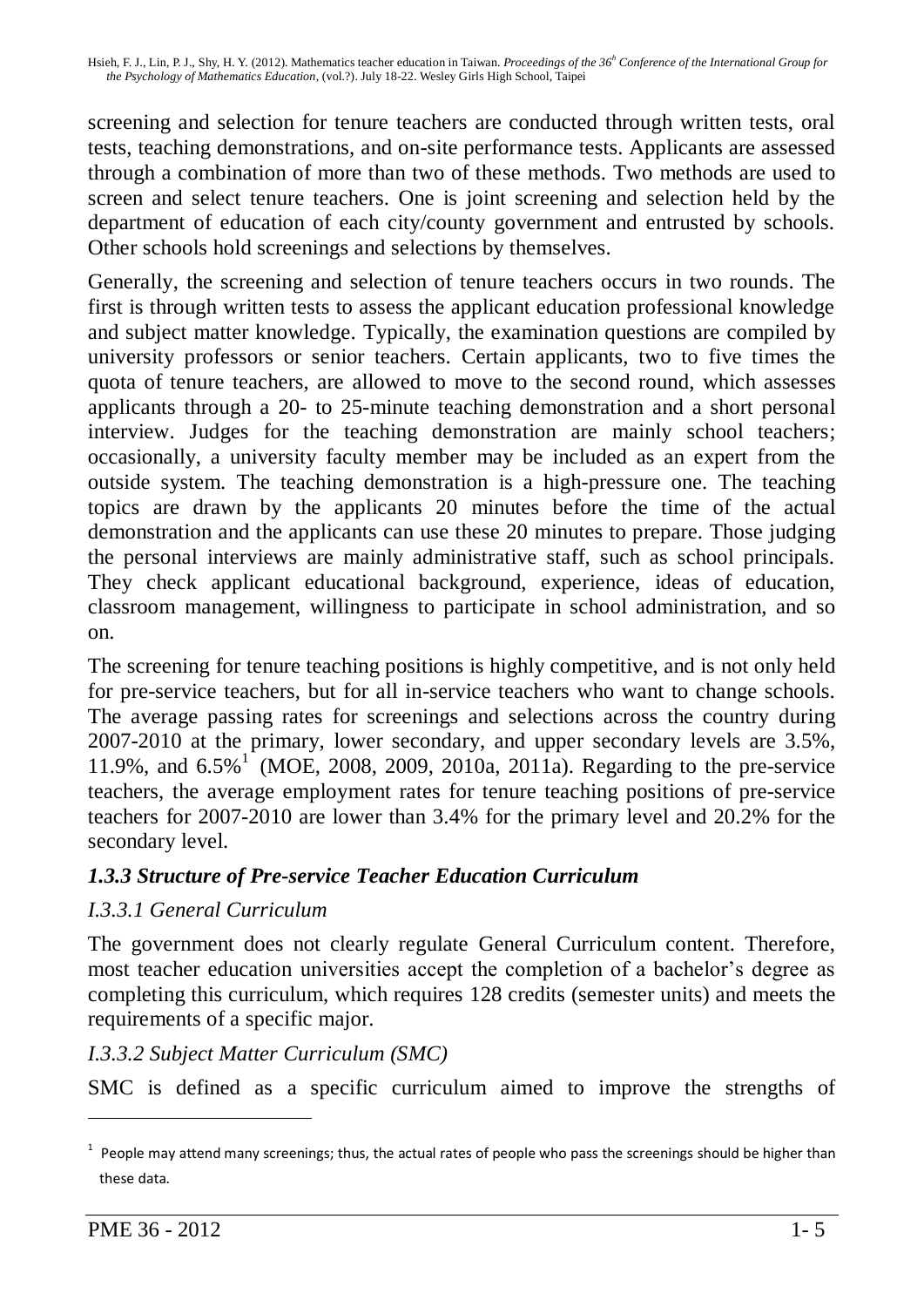screening and selection for tenure teachers are conducted through written tests, oral tests, teaching demonstrations, and on-site performance tests. Applicants are assessed through a combination of more than two of these methods. Two methods are used to screen and select tenure teachers. One is joint screening and selection held by the department of education of each city/county government and entrusted by schools. Other schools hold screenings and selections by themselves.

Generally, the screening and selection of tenure teachers occurs in two rounds. The first is through written tests to assess the applicant education professional knowledge and subject matter knowledge. Typically, the examination questions are compiled by university professors or senior teachers. Certain applicants, two to five times the quota of tenure teachers, are allowed to move to the second round, which assesses applicants through a 20- to 25-minute teaching demonstration and a short personal interview. Judges for the teaching demonstration are mainly school teachers; occasionally, a university faculty member may be included as an expert from the outside system. The teaching demonstration is a high-pressure one. The teaching topics are drawn by the applicants 20 minutes before the time of the actual demonstration and the applicants can use these 20 minutes to prepare. Those judging the personal interviews are mainly administrative staff, such as school principals. They check applicant educational background, experience, ideas of education, classroom management, willingness to participate in school administration, and so on.

The screening for tenure teaching positions is highly competitive, and is not only held for pre-service teachers, but for all in-service teachers who want to change schools. The average passing rates for screenings and selections across the country during 2007-2010 at the primary, lower secondary, and upper secondary levels are 3.5%, 11.9%, and 6.5%[1] (MOE, 2008, 2009, 2010a, 2011a). Regarding to the pre-service teachers, the average employment rates for tenure teaching positions of pre-service teachers for 2007-2010 are lower than 3.4% for the primary level and 20.2% for the secondary level.

### *1.3.3 Structure of Pre-service Teacher Education Curriculum*

#### *I.3.3.1 General Curriculum*

The government does not clearly regulate General Curriculum content. Therefore, most teacher education universities accept the completion of a bachelor's degree as completing this curriculum, which requires 128 credits (semester units) and meets the requirements of a specific major.

#### *I.3.3.2 Subject Matter Curriculum (SMC)*

SMC is defined as a specific curriculum aimed to improve the strengths of

---

[1] People may attend many screenings; thus, the actual rates of people who pass the screenings should be higher than these data.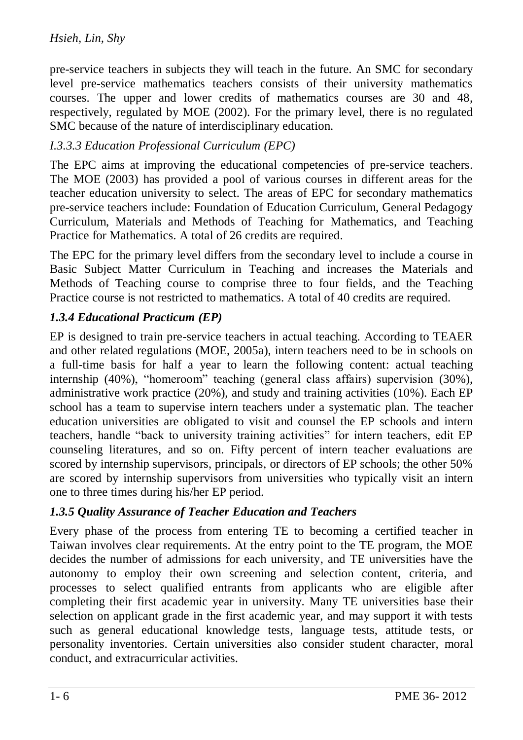pre-service teachers in subjects they will teach in the future. An SMC for secondary level pre-service mathematics teachers consists of their university mathematics courses. The upper and lower credits of mathematics courses are 30 and 48, respectively, regulated by MOE (2002). For the primary level, there is no regulated SMC because of the nature of interdisciplinary education.

#### *I.3.3.3 Education Professional Curriculum (EPC)*

The EPC aims at improving the educational competencies of pre-service teachers. The MOE (2003) has provided a pool of various courses in different areas for the teacher education university to select. The areas of EPC for secondary mathematics pre-service teachers include: Foundation of Education Curriculum, General Pedagogy Curriculum, Materials and Methods of Teaching for Mathematics, and Teaching Practice for Mathematics. A total of 26 credits are required.

The EPC for the primary level differs from the secondary level to include a course in Basic Subject Matter Curriculum in Teaching and increases the Materials and Methods of Teaching course to comprise three to four fields, and the Teaching Practice course is not restricted to mathematics. A total of 40 credits are required.

### ***1.3.4 Educational Practicum (EP)***

EP is designed to train pre-service teachers in actual teaching. According to TEAER and other related regulations (MOE, 2005a), intern teachers need to be in schools on a full-time basis for half a year to learn the following content: actual teaching internship (40%), "homeroom" teaching (general class affairs) supervision (30%), administrative work practice (20%), and study and training activities (10%). Each EP school has a team to supervise intern teachers under a systematic plan. The teacher education universities are obligated to visit and counsel the EP schools and intern teachers, handle "back to university training activities" for intern teachers, edit EP counseling literatures, and so on. Fifty percent of intern teacher evaluations are scored by internship supervisors, principals, or directors of EP schools; the other 50% are scored by internship supervisors from universities who typically visit an intern one to three times during his/her EP period.

### ***1.3.5 Quality Assurance of Teacher Education and Teachers***

Every phase of the process from entering TE to becoming a certified teacher in Taiwan involves clear requirements. At the entry point to the TE program, the MOE decides the number of admissions for each university, and TE universities have the autonomy to employ their own screening and selection content, criteria, and processes to select qualified entrants from applicants who are eligible after completing their first academic year in university. Many TE universities base their selection on applicant grade in the first academic year, and may support it with tests such as general educational knowledge tests, language tests, attitude tests, or personality inventories. Certain universities also consider student character, moral conduct, and extracurricular activities.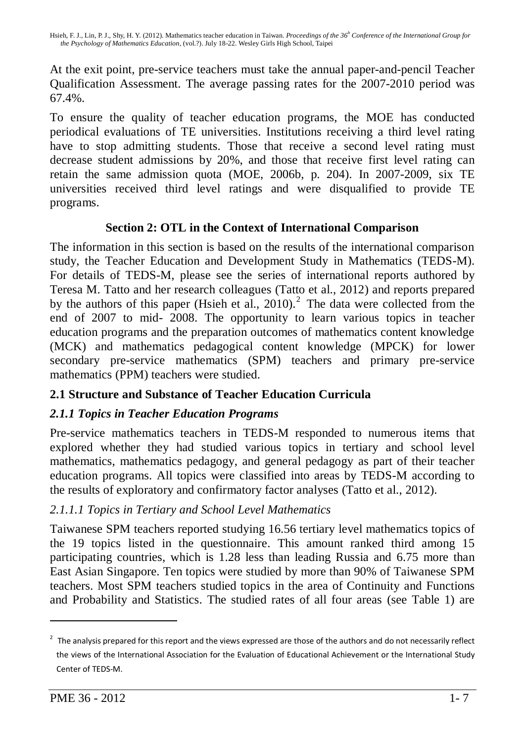At the exit point, pre-service teachers must take the annual paper-and-pencil Teacher Qualification Assessment. The average passing rates for the 2007-2010 period was 67.4%.

To ensure the quality of teacher education programs, the MOE has conducted periodical evaluations of TE universities. Institutions receiving a third level rating have to stop admitting students. Those that receive a second level rating must decrease student admissions by 20%, and those that receive first level rating can retain the same admission quota (MOE, 2006b, p. 204). In 2007-2009, six TE universities received third level ratings and were disqualified to provide TE programs.

## Section 2: OTL in the Context of International Comparison

The information in this section is based on the results of the international comparison study, the Teacher Education and Development Study in Mathematics (TEDS-M). For details of TEDS-M, please see the series of international reports authored by Teresa M. Tatto and her research colleagues (Tatto et al., 2012) and reports prepared by the authors of this paper (Hsieh et al., 2010).[2] The data were collected from the end of 2007 to mid- 2008. The opportunity to learn various topics in teacher education programs and the preparation outcomes of mathematics content knowledge (MCK) and mathematics pedagogical content knowledge (MPCK) for lower secondary pre-service mathematics (SPM) teachers and primary pre-service mathematics (PPM) teachers were studied.

### 2.1 Structure and Substance of Teacher Education Curricula

#### *2.1.1 Topics in Teacher Education Programs*

Pre-service mathematics teachers in TEDS-M responded to numerous items that explored whether they had studied various topics in tertiary and school level mathematics, mathematics pedagogy, and general pedagogy as part of their teacher education programs. All topics were classified into areas by TEDS-M according to the results of exploratory and confirmatory factor analyses (Tatto et al., 2012).

##### *2.1.1.1 Topics in Tertiary and School Level Mathematics*

Taiwanese SPM teachers reported studying 16.56 tertiary level mathematics topics of the 19 topics listed in the questionnaire. This amount ranked third among 15 participating countries, which is 1.28 less than leading Russia and 6.75 more than East Asian Singapore. Ten topics were studied by more than 90% of Taiwanese SPM teachers. Most SPM teachers studied topics in the area of Continuity and Functions and Probability and Statistics. The studied rates of all four areas (see Table 1) are

---

[2] The analysis prepared for this report and the views expressed are those of the authors and do not necessarily reflect the views of the International Association for the Evaluation of Educational Achievement or the International Study Center of TEDS-M.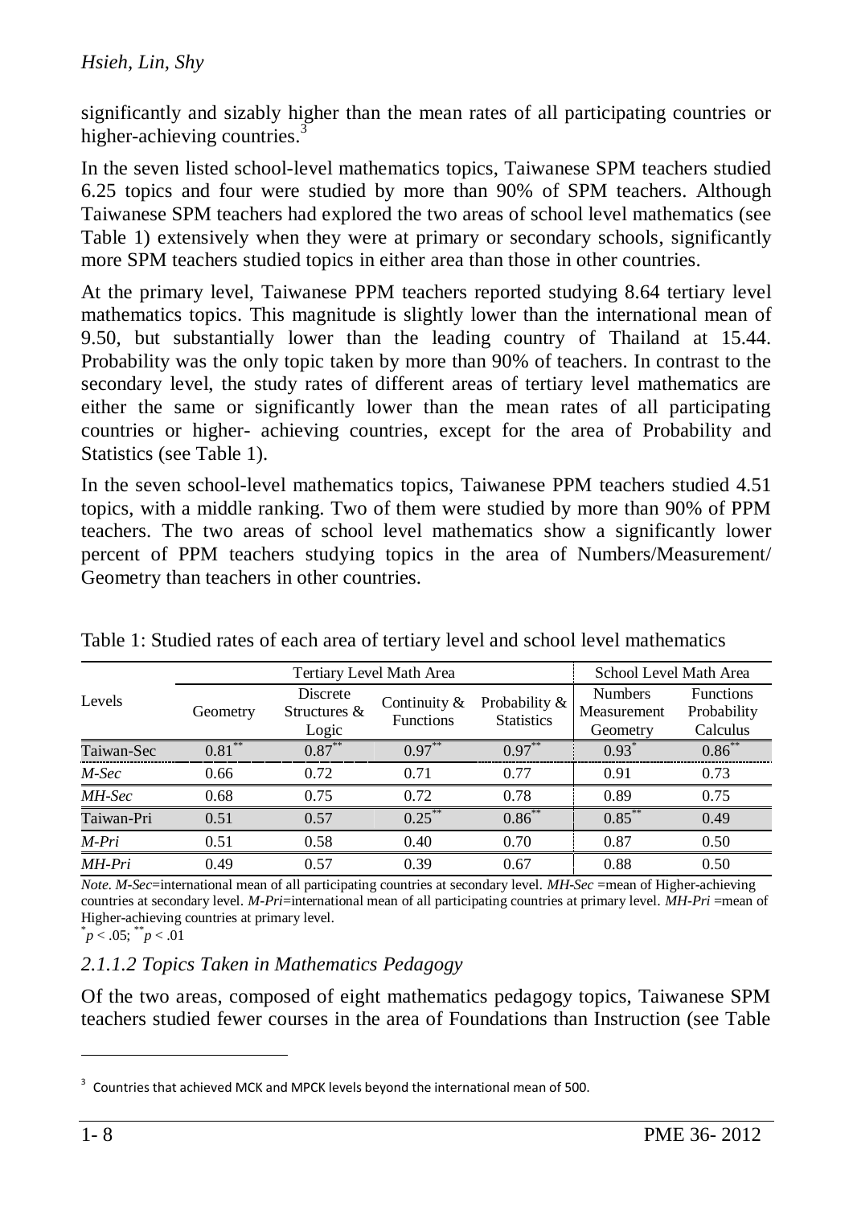significantly and sizably higher than the mean rates of all participating countries or higher-achieving countries.[3]

In the seven listed school-level mathematics topics, Taiwanese SPM teachers studied 6.25 topics and four were studied by more than 90% of SPM teachers. Although Taiwanese SPM teachers had explored the two areas of school level mathematics (see Table 1) extensively when they were at primary or secondary schools, significantly more SPM teachers studied topics in either area than those in other countries.

At the primary level, Taiwanese PPM teachers reported studying 8.64 tertiary level mathematics topics. This magnitude is slightly lower than the international mean of 9.50, but substantially lower than the leading country of Thailand at 15.44. Probability was the only topic taken by more than 90% of teachers. In contrast to the secondary level, the study rates of different areas of tertiary level mathematics are either the same or significantly lower than the mean rates of all participating countries or higher- achieving countries, except for the area of Probability and Statistics (see Table 1).

In the seven school-level mathematics topics, Taiwanese PPM teachers studied 4.51 topics, with a middle ranking. Two of them were studied by more than 90% of PPM teachers. The two areas of school level mathematics show a significantly lower percent of PPM teachers studying topics in the area of Numbers/Measurement/ Geometry than teachers in other countries.

Table 1: Studied rates of each area of tertiary level and school level mathematics

| Levels | Tertiary Level Math Area | | | | School Level Math Area | |
|---|---|---|---|---|---|---|
| | Geometry | Discrete Structures & Logic | Continuity & Functions | Probability & Statistics | Numbers Measurement Geometry | Functions Probability Calculus |
| Taiwan-Sec | $0.81^{**}$ | $0.87^{**}$ | $0.97^{**}$ | $0.97^{**}$ | $0.93^{*}$ | $0.86^{**}$ |
| *M-Sec* | 0.66 | 0.72 | 0.71 | 0.77 | 0.91 | 0.73 |
| *MH-Sec* | 0.68 | 0.75 | 0.72 | 0.78 | 0.89 | 0.75 |
| Taiwan-Pri | 0.51 | 0.57 | $0.25^{**}$ | $0.86^{**}$ | $0.85^{**}$ | 0.49 |
| *M-Pri* | 0.51 | 0.58 | 0.40 | 0.70 | 0.87 | 0.50 |
| *MH-Pri* | 0.49 | 0.57 | 0.39 | 0.67 | 0.88 | 0.50 |

*Note*. *M-Sec*=international mean of all participating countries at secondary level. *MH-Sec* =mean of Higher-achieving countries at secondary level. *M-Pri*=international mean of all participating countries at primary level. *MH-Pri* =mean of Higher-achieving countries at primary level.

$^{*}p < .05$; $^{**}p < .01$

### *2.1.1.2 Topics Taken in Mathematics Pedagogy*

Of the two areas, composed of eight mathematics pedagogy topics, Taiwanese SPM teachers studied fewer courses in the area of Foundations than Instruction (see Table

[3] Countries that achieved MCK and MPCK levels beyond the international mean of 500.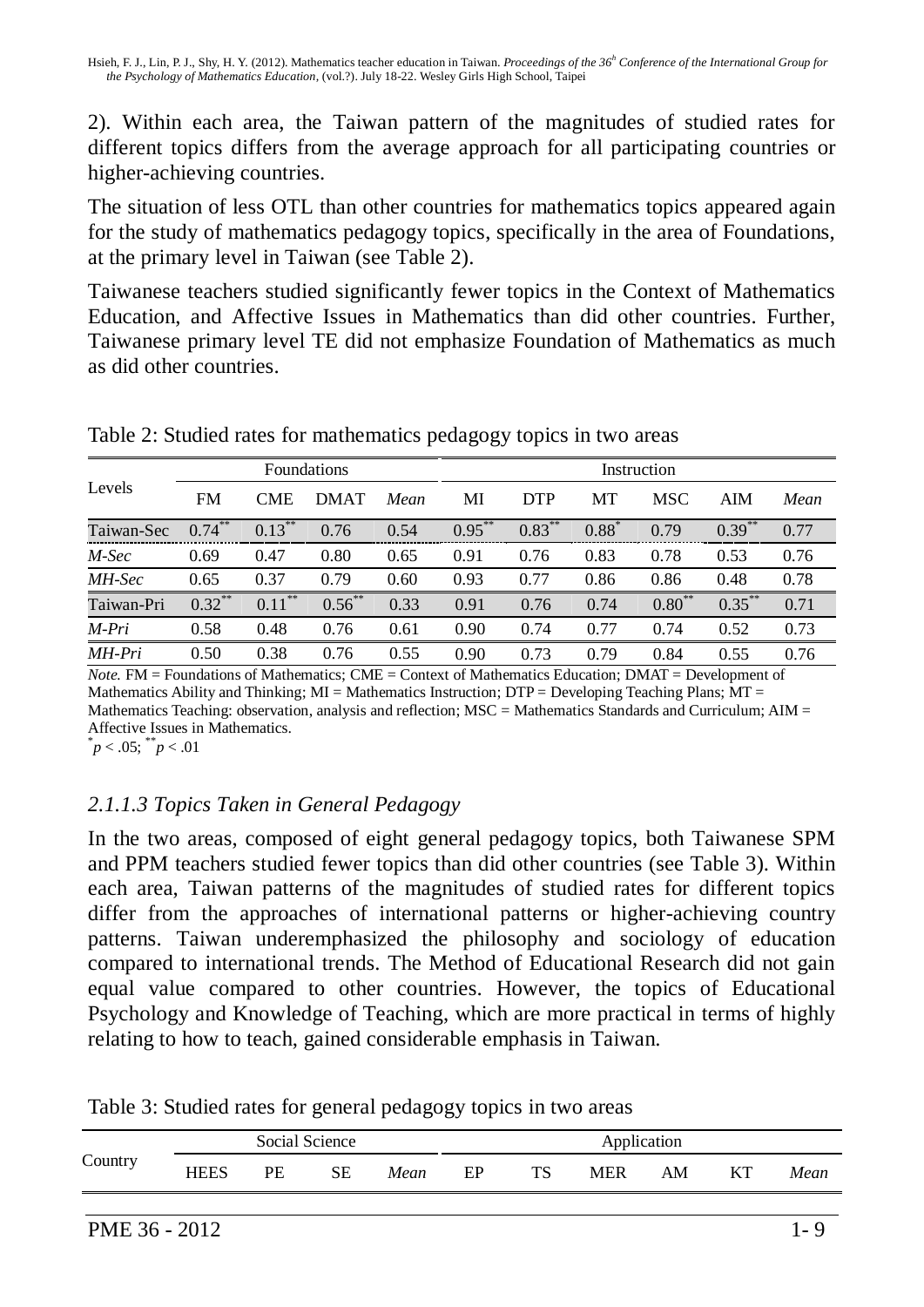2). Within each area, the Taiwan pattern of the magnitudes of studied rates for different topics differs from the average approach for all participating countries or higher-achieving countries.

The situation of less OTL than other countries for mathematics topics appeared again for the study of mathematics pedagogy topics, specifically in the area of Foundations, at the primary level in Taiwan (see Table 2).

Taiwanese teachers studied significantly fewer topics in the Context of Mathematics Education, and Affective Issues in Mathematics than did other countries. Further, Taiwanese primary level TE did not emphasize Foundation of Mathematics as much as did other countries.

Table 2: Studied rates for mathematics pedagogy topics in two areas

| Levels | Foundations | | | | Instruction | | | | | |
|---|---|---|---|---|---|---|---|---|---|---|
| | FM | CME | DMAT | *Mean* | MI | DTP | MT | MSC | AIM | *Mean* |
| Taiwan-Sec | 0.74** | 0.13** | 0.76 | 0.54 | 0.95** | 0.83** | 0.88* | 0.79 | 0.39** | 0.77 |
| *M-Sec* | 0.69 | 0.47 | 0.80 | 0.65 | 0.91 | 0.76 | 0.83 | 0.78 | 0.53 | 0.76 |
| *MH-Sec* | 0.65 | 0.37 | 0.79 | 0.60 | 0.93 | 0.77 | 0.86 | 0.86 | 0.48 | 0.78 |
| Taiwan-Pri | 0.32** | 0.11** | 0.56** | 0.33 | 0.91 | 0.76 | 0.74 | 0.80** | 0.35** | 0.71 |
| *M-Pri* | 0.58 | 0.48 | 0.76 | 0.61 | 0.90 | 0.74 | 0.77 | 0.74 | 0.52 | 0.73 |
| *MH-Pri* | 0.50 | 0.38 | 0.76 | 0.55 | 0.90 | 0.73 | 0.79 | 0.84 | 0.55 | 0.76 |

*Note.* FM = Foundations of Mathematics; CME = Context of Mathematics Education; DMAT = Development of Mathematics Ability and Thinking; MI = Mathematics Instruction; DTP = Developing Teaching Plans; MT = Mathematics Teaching: observation, analysis and reflection; MSC = Mathematics Standards and Curriculum; AIM = Affective Issues in Mathematics.
\* $p < .05$; \*\* $p < .01$

### *2.1.1.3 Topics Taken in General Pedagogy*

In the two areas, composed of eight general pedagogy topics, both Taiwanese SPM and PPM teachers studied fewer topics than did other countries (see Table 3). Within each area, Taiwan patterns of the magnitudes of studied rates for different topics differ from the approaches of international patterns or higher-achieving country patterns. Taiwan underemphasized the philosophy and sociology of education compared to international trends. The Method of Educational Research did not gain equal value compared to other countries. However, the topics of Educational Psychology and Knowledge of Teaching, which are more practical in terms of highly relating to how to teach, gained considerable emphasis in Taiwan.

Table 3: Studied rates for general pedagogy topics in two areas

| Country | Social Science | | | | Application | | | | | |
|---|---|---|---|---|---|---|---|---|---|---|
| | HEES | PE | SE | *Mean* | EP | TS | MER | AM | KT | *Mean* |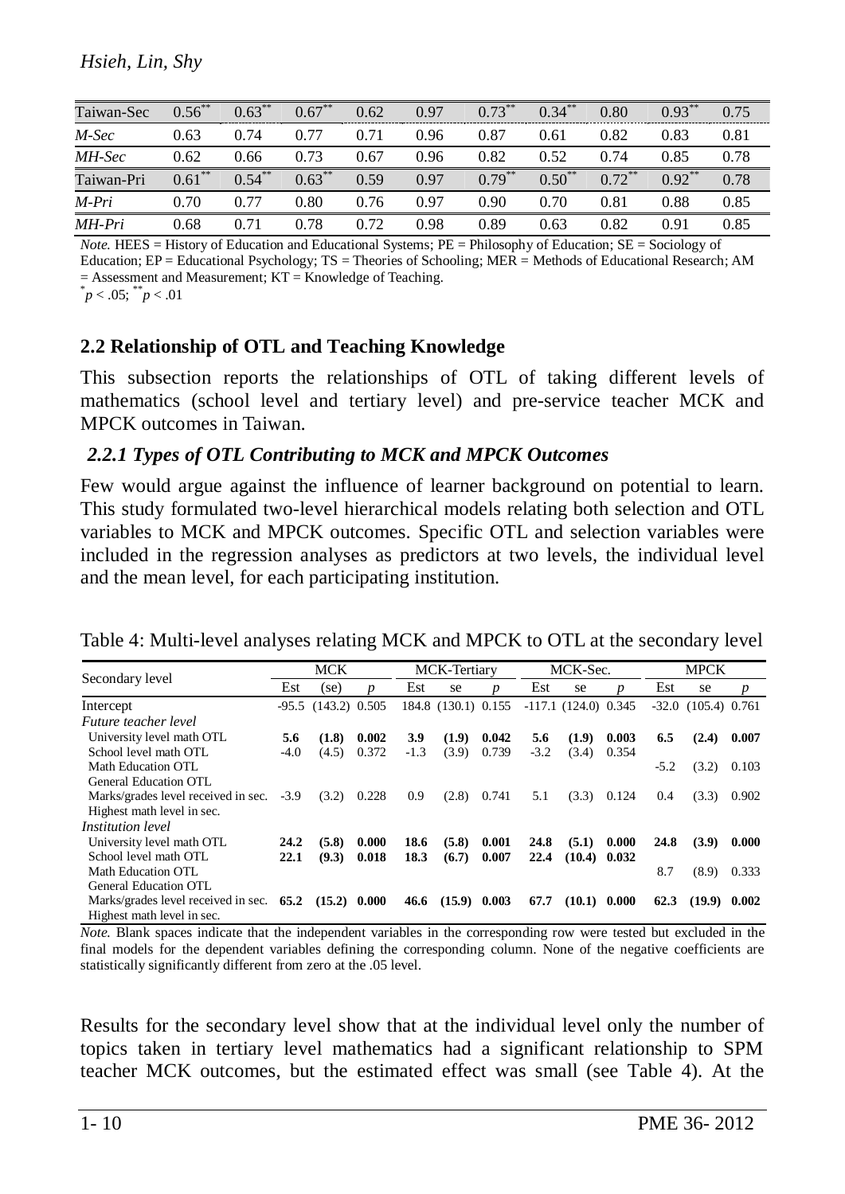| Taiwan-Sec | 0.56** | 0.63** | 0.67** | 0.62 | 0.97 | 0.73** | 0.34** | 0.80 | 0.93** | 0.75 |
|---|---|---|---|---|---|---|---|---|---|---|
| *M-Sec* | 0.63 | 0.74 | 0.77 | 0.71 | 0.96 | 0.87 | 0.61 | 0.82 | 0.83 | 0.81 |
| *MH-Sec* | 0.62 | 0.66 | 0.73 | 0.67 | 0.96 | 0.82 | 0.52 | 0.74 | 0.85 | 0.78 |
| Taiwan-Pri | 0.61** | 0.54** | 0.63** | 0.59 | 0.97 | 0.79** | 0.50** | 0.72** | 0.92** | 0.78 |
| *M-Pri* | 0.70 | 0.77 | 0.80 | 0.76 | 0.97 | 0.90 | 0.70 | 0.81 | 0.88 | 0.85 |
| *MH-Pri* | 0.68 | 0.71 | 0.78 | 0.72 | 0.98 | 0.89 | 0.63 | 0.82 | 0.91 | 0.85 |

*Note.* HEES = History of Education and Educational Systems; PE = Philosophy of Education; SE = Sociology of Education; EP = Educational Psychology; TS = Theories of Schooling; MER = Methods of Educational Research; AM = Assessment and Measurement; KT = Knowledge of Teaching.

$^{*}p < .05$; $^{**}p < .01$

### 2.2 Relationship of OTL and Teaching Knowledge

This subsection reports the relationships of OTL of taking different levels of mathematics (school level and tertiary level) and pre-service teacher MCK and MPCK outcomes in Taiwan.

#### *2.2.1 Types of OTL Contributing to MCK and MPCK Outcomes*

Few would argue against the influence of learner background on potential to learn. This study formulated two-level hierarchical models relating both selection and OTL variables to MCK and MPCK outcomes. Specific OTL and selection variables were included in the regression analyses as predictors at two levels, the individual level and the mean level, for each participating institution.

Table 4: Multi-level analyses relating MCK and MPCK to OTL at the secondary level

| Secondary level | MCK | | | MCK-Tertiary | | | MCK-Sec. | | | MPCK | | |
|---|---|---|---|---|---|---|---|---|---|---|---|---|
| | Est | (se) | *p* | Est | se | *p* | Est | se | *p* | Est | se | *p* |
| Intercept | -95.5 | (143.2) | 0.505 | 184.8 | (130.1) | 0.155 | -117.1 | (124.0) | 0.345 | -32.0 | (105.4) | 0.761 |
| *Future teacher level* | | | | | | | | | | | | |
| University level math OTL | **5.6** | **(1.8)** | **0.002** | **3.9** | **(1.9)** | **0.042** | **5.6** | **(1.9)** | **0.003** | **6.5** | **(2.4)** | **0.007** |
| School level math OTL | -4.0 | (4.5) | 0.372 | -1.3 | (3.9) | 0.739 | -3.2 | (3.4) | 0.354 | | | |
| Math Education OTL | | | | | | | | | | -5.2 | (3.2) | 0.103 |
| General Education OTL | | | | | | | | | | | | |
| Marks/grades level received in sec. | -3.9 | (3.2) | 0.228 | 0.9 | (2.8) | 0.741 | 5.1 | (3.3) | 0.124 | 0.4 | (3.3) | 0.902 |
| Highest math level in sec. | | | | | | | | | | | | |
| *Institution level* | | | | | | | | | | | | |
| University level math OTL | **24.2** | **(5.8)** | **0.000** | **18.6** | **(5.8)** | **0.001** | **24.8** | **(5.1)** | **0.000** | **24.8** | **(3.9)** | **0.000** |
| School level math OTL | **22.1** | **(9.3)** | **0.018** | **18.3** | **(6.7)** | **0.007** | **22.4** | **(10.4)** | **0.032** | | | |
| Math Education OTL | | | | | | | | | | 8.7 | (8.9) | 0.333 |
| General Education OTL | | | | | | | | | | | | |
| Marks/grades level received in sec. | **65.2** | **(15.2)** | **0.000** | **46.6** | **(15.9)** | **0.003** | **67.7** | **(10.1)** | **0.000** | **62.3** | **(19.9)** | **0.002** |
| Highest math level in sec. | | | | | | | | | | | | |

*Note.* Blank spaces indicate that the independent variables in the corresponding row were tested but excluded in the final models for the dependent variables defining the corresponding column. None of the negative coefficients are statistically significantly different from zero at the .05 level.

Results for the secondary level show that at the individual level only the number of topics taken in tertiary level mathematics had a significant relationship to SPM teacher MCK outcomes, but the estimated effect was small (see Table 4). At the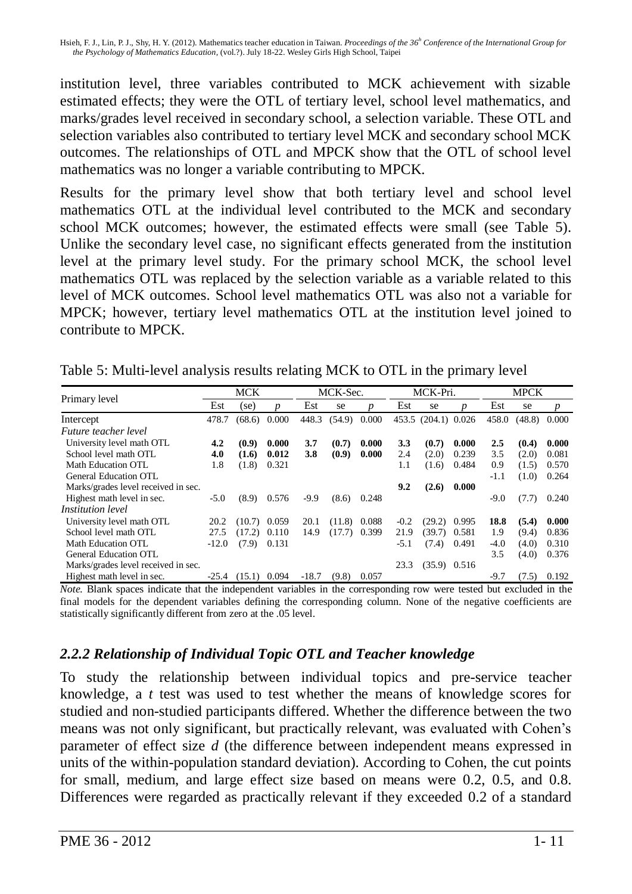institution level, three variables contributed to MCK achievement with sizable estimated effects; they were the OTL of tertiary level, school level mathematics, and marks/grades level received in secondary school, a selection variable. These OTL and selection variables also contributed to tertiary level MCK and secondary school MCK outcomes. The relationships of OTL and MPCK show that the OTL of school level mathematics was no longer a variable contributing to MPCK.

Results for the primary level show that both tertiary level and school level mathematics OTL at the individual level contributed to the MCK and secondary school MCK outcomes; however, the estimated effects were small (see Table 5). Unlike the secondary level case, no significant effects generated from the institution level at the primary level study. For the primary school MCK, the school level mathematics OTL was replaced by the selection variable as a variable related to this level of MCK outcomes. School level mathematics OTL was also not a variable for MPCK; however, tertiary level mathematics OTL at the institution level joined to contribute to MPCK.

Table 5: Multi-level analysis results relating MCK to OTL in the primary level

| Primary level | MCK | | | MCK-Sec. | | | MCK-Pri. | | | MPCK | | |
|---|---|---|---|---|---|---|---|---|---|---|---|---|
| | Est | (se) | *p* | Est | se | *p* | Est | se | *p* | Est | se | *p* |
| Intercept | 478.7 | (68.6) | 0.000 | 448.3 | (54.9) | 0.000 | 453.5 | (204.1) | 0.026 | 458.0 | (48.8) | 0.000 |
| *Future teacher level* | | | | | | | | | | | | |
| University level math OTL | **4.2** | **(0.9)** | **0.000** | **3.7** | **(0.7)** | **0.000** | **3.3** | **(0.7)** | **0.000** | **2.5** | **(0.4)** | **0.000** |
| School level math OTL | **4.0** | **(1.6)** | **0.012** | **3.8** | **(0.9)** | **0.000** | 2.4 | (2.0) | 0.239 | 3.5 | (2.0) | 0.081 |
| Math Education OTL | 1.8 | (1.8) | 0.321 | | | | 1.1 | (1.6) | 0.484 | 0.9 | (1.5) | 0.570 |
| General Education OTL | | | | | | | | | | -1.1 | (1.0) | 0.264 |
| Marks/grades level received in sec. | | | | | | | **9.2** | **(2.6)** | **0.000** | | | |
| Highest math level in sec. | -5.0 | (8.9) | 0.576 | -9.9 | (8.6) | 0.248 | | | | -9.0 | (7.7) | 0.240 |
| *Institution level* | | | | | | | | | | | | |
| University level math OTL | 20.2 | (10.7) | 0.059 | 20.1 | (11.8) | 0.088 | -0.2 | (29.2) | 0.995 | **18.8** | **(5.4)** | **0.000** |
| School level math OTL | 27.5 | (17.2) | 0.110 | 14.9 | (17.7) | 0.399 | 21.9 | (39.7) | 0.581 | 1.9 | (9.4) | 0.836 |
| Math Education OTL | -12.0 | (7.9) | 0.131 | | | | -5.1 | (7.4) | 0.491 | -4.0 | (4.0) | 0.310 |
| General Education OTL | | | | | | | | | | 3.5 | (4.0) | 0.376 |
| Marks/grades level received in sec. | | | | | | | 23.3 | (35.9) | 0.516 | | | |
| Highest math level in sec. | -25.4 | (15.1) | 0.094 | -18.7 | (9.8) | 0.057 | | | | -9.7 | (7.5) | 0.192 |

*Note.* Blank spaces indicate that the independent variables in the corresponding row were tested but excluded in the final models for the dependent variables defining the corresponding column. None of the negative coefficients are statistically significantly different from zero at the .05 level.

### *2.2.2 Relationship of Individual Topic OTL and Teacher knowledge*

To study the relationship between individual topics and pre-service teacher knowledge, a *t* test was used to test whether the means of knowledge scores for studied and non-studied participants differed. Whether the difference between the two means was not only significant, but practically relevant, was evaluated with Cohen's parameter of effect size *d* (the difference between independent means expressed in units of the within-population standard deviation). According to Cohen, the cut points for small, medium, and large effect size based on means were 0.2, 0.5, and 0.8. Differences were regarded as practically relevant if they exceeded 0.2 of a standard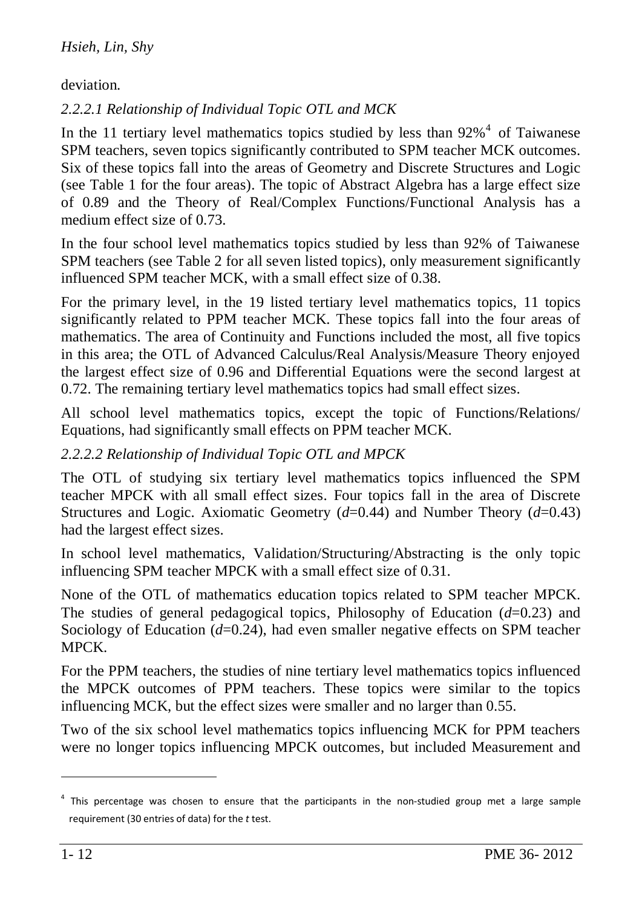deviation.

### *2.2.2.1 Relationship of Individual Topic OTL and MCK*

In the 11 tertiary level mathematics topics studied by less than 92%[4] of Taiwanese SPM teachers, seven topics significantly contributed to SPM teacher MCK outcomes. Six of these topics fall into the areas of Geometry and Discrete Structures and Logic (see Table 1 for the four areas). The topic of Abstract Algebra has a large effect size of 0.89 and the Theory of Real/Complex Functions/Functional Analysis has a medium effect size of 0.73.

In the four school level mathematics topics studied by less than 92% of Taiwanese SPM teachers (see Table 2 for all seven listed topics), only measurement significantly influenced SPM teacher MCK, with a small effect size of 0.38.

For the primary level, in the 19 listed tertiary level mathematics topics, 11 topics significantly related to PPM teacher MCK. These topics fall into the four areas of mathematics. The area of Continuity and Functions included the most, all five topics in this area; the OTL of Advanced Calculus/Real Analysis/Measure Theory enjoyed the largest effect size of 0.96 and Differential Equations were the second largest at 0.72. The remaining tertiary level mathematics topics had small effect sizes.

All school level mathematics topics, except the topic of Functions/Relations/ Equations, had significantly small effects on PPM teacher MCK.

### *2.2.2.2 Relationship of Individual Topic OTL and MPCK*

The OTL of studying six tertiary level mathematics topics influenced the SPM teacher MPCK with all small effect sizes. Four topics fall in the area of Discrete Structures and Logic. Axiomatic Geometry ($d$=0.44) and Number Theory ($d$=0.43) had the largest effect sizes.

In school level mathematics, Validation/Structuring/Abstracting is the only topic influencing SPM teacher MPCK with a small effect size of 0.31.

None of the OTL of mathematics education topics related to SPM teacher MPCK. The studies of general pedagogical topics, Philosophy of Education ($d$=0.23) and Sociology of Education ($d$=0.24), had even smaller negative effects on SPM teacher MPCK.

For the PPM teachers, the studies of nine tertiary level mathematics topics influenced the MPCK outcomes of PPM teachers. These topics were similar to the topics influencing MCK, but the effect sizes were smaller and no larger than 0.55.

Two of the six school level mathematics topics influencing MCK for PPM teachers were no longer topics influencing MPCK outcomes, but included Measurement and

---

[4] This percentage was chosen to ensure that the participants in the non-studied group met a large sample requirement (30 entries of data) for the $t$ test.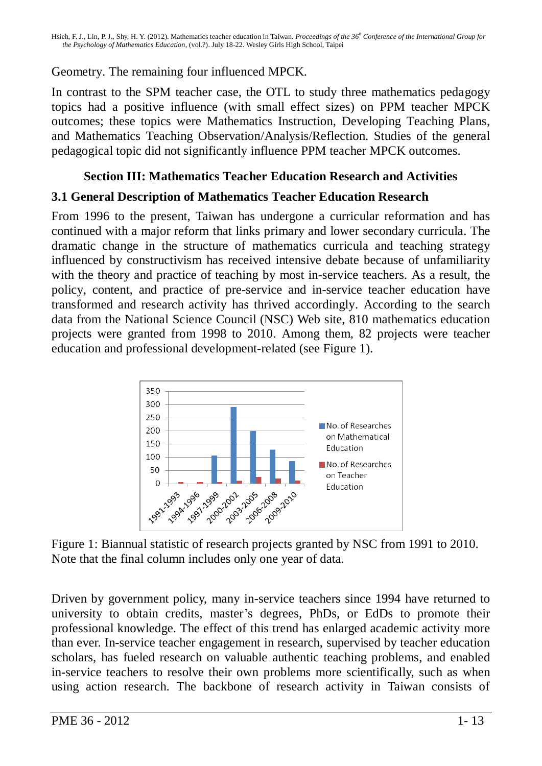Geometry. The remaining four influenced MPCK.

In contrast to the SPM teacher case, the OTL to study three mathematics pedagogy topics had a positive influence (with small effect sizes) on PPM teacher MPCK outcomes; these topics were Mathematics Instruction, Developing Teaching Plans, and Mathematics Teaching Observation/Analysis/Reflection. Studies of the general pedagogical topic did not significantly influence PPM teacher MPCK outcomes.

## Section III: Mathematics Teacher Education Research and Activities

### 3.1 General Description of Mathematics Teacher Education Research

From 1996 to the present, Taiwan has undergone a curricular reformation and has continued with a major reform that links primary and lower secondary curricula. The dramatic change in the structure of mathematics curricula and teaching strategy influenced by constructivism has received intensive debate because of unfamiliarity with the theory and practice of teaching by most in-service teachers. As a result, the policy, content, and practice of pre-service and in-service teacher education have transformed and research activity has thrived accordingly. According to the search data from the National Science Council (NSC) Web site, 810 mathematics education projects were granted from 1998 to 2010. Among them, 82 projects were teacher education and professional development-related (see Figure 1).

Figure 1: Biannual statistic of research projects granted by NSC from 1991 to 2010. Note that the final column includes only one year of data.

Driven by government policy, many in-service teachers since 1994 have returned to university to obtain credits, master's degrees, PhDs, or EdDs to promote their professional knowledge. The effect of this trend has enlarged academic activity more than ever. In-service teacher engagement in research, supervised by teacher education scholars, has fueled research on valuable authentic teaching problems, and enabled in-service teachers to resolve their own problems more scientifically, such as when using action research. The backbone of research activity in Taiwan consists of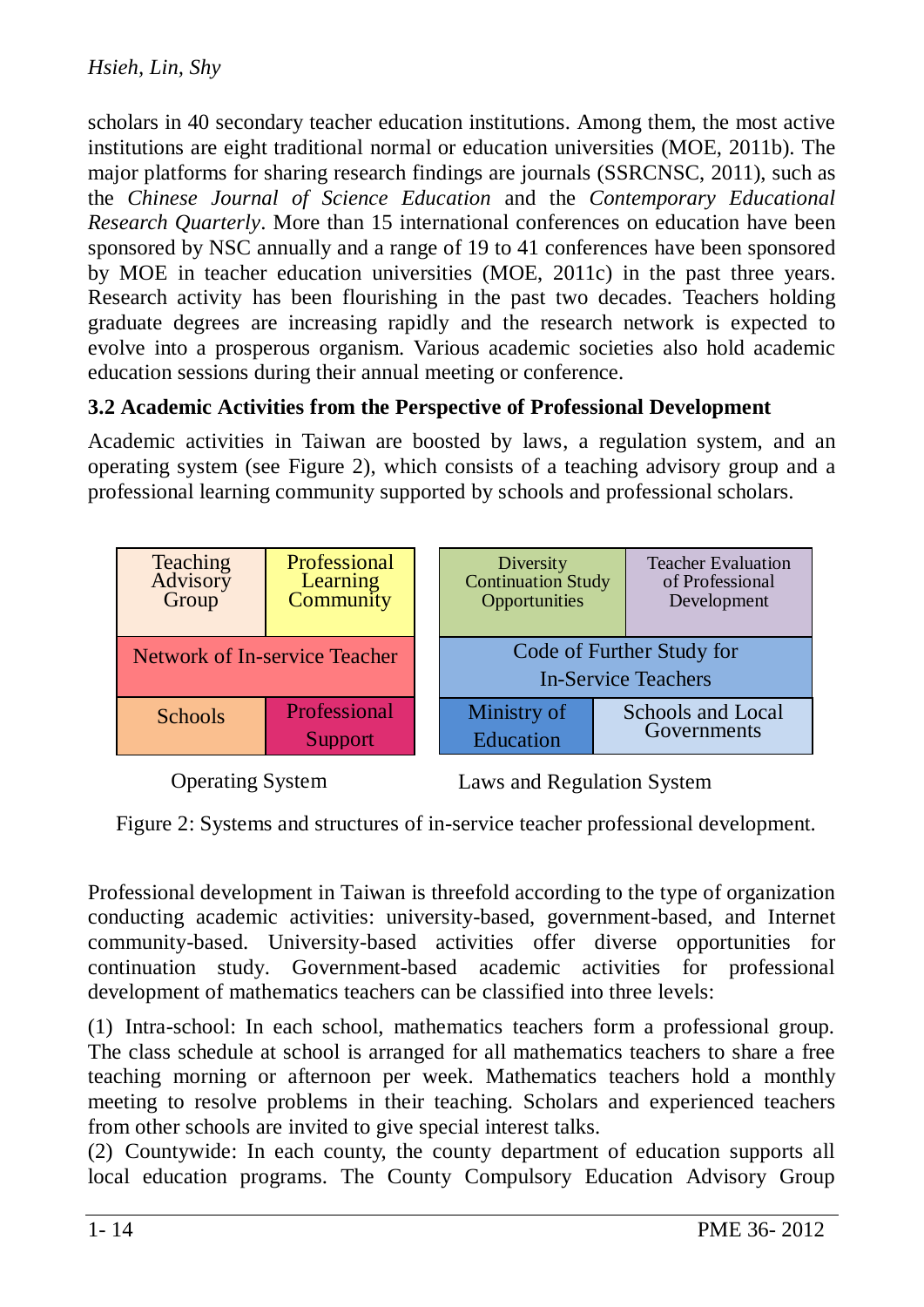scholars in 40 secondary teacher education institutions. Among them, the most active institutions are eight traditional normal or education universities (MOE, 2011b). The major platforms for sharing research findings are journals (SSRCNSC, 2011), such as the *Chinese Journal of Science Education* and the *Contemporary Educational Research Quarterly*. More than 15 international conferences on education have been sponsored by NSC annually and a range of 19 to 41 conferences have been sponsored by MOE in teacher education universities (MOE, 2011c) in the past three years. Research activity has been flourishing in the past two decades. Teachers holding graduate degrees are increasing rapidly and the research network is expected to evolve into a prosperous organism. Various academic societies also hold academic education sessions during their annual meeting or conference.

### 3.2 Academic Activities from the Perspective of Professional Development

Academic activities in Taiwan are boosted by laws, a regulation system, and an operating system (see Figure 2), which consists of a teaching advisory group and a professional learning community supported by schools and professional scholars.

**Operating System**

| Teaching Advisory Group | Professional Learning Community |
|---|---|
| Network of In-service Teacher | |
| Schools | Professional Support |

**Laws and Regulation System**

| Diversity Continuation Study Opportunities | Teacher Evaluation of Professional Development |
|---|---|
| Code of Further Study for In-Service Teachers | |
| Ministry of Education | Schools and Local Governments |

Figure 2: Systems and structures of in-service teacher professional development.

Professional development in Taiwan is threefold according to the type of organization conducting academic activities: university-based, government-based, and Internet community-based. University-based activities offer diverse opportunities for continuation study. Government-based academic activities for professional development of mathematics teachers can be classified into three levels:

(1) Intra-school: In each school, mathematics teachers form a professional group. The class schedule at school is arranged for all mathematics teachers to share a free teaching morning or afternoon per week. Mathematics teachers hold a monthly meeting to resolve problems in their teaching. Scholars and experienced teachers from other schools are invited to give special interest talks.

(2) Countywide: In each county, the county department of education supports all local education programs. The County Compulsory Education Advisory Group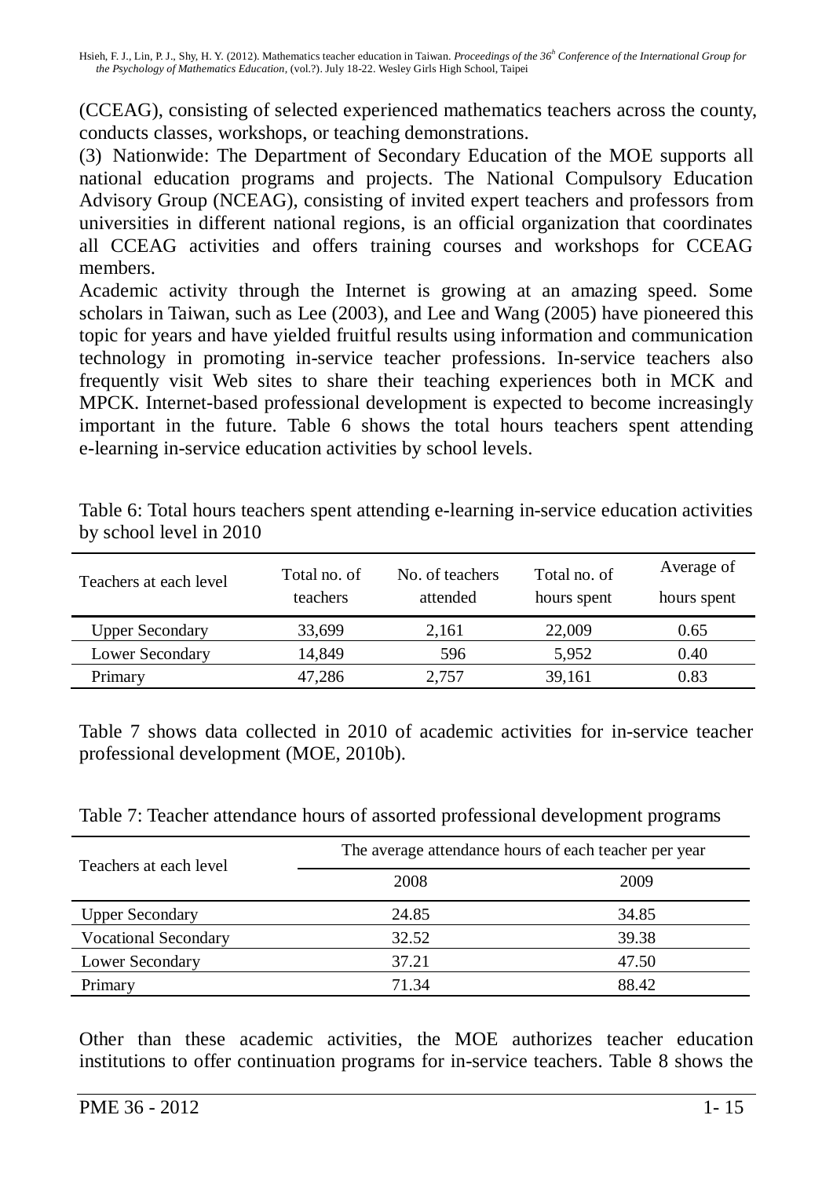(CCEAG), consisting of selected experienced mathematics teachers across the county, conducts classes, workshops, or teaching demonstrations.

(3) Nationwide: The Department of Secondary Education of the MOE supports all national education programs and projects. The National Compulsory Education Advisory Group (NCEAG), consisting of invited expert teachers and professors from universities in different national regions, is an official organization that coordinates all CCEAG activities and offers training courses and workshops for CCEAG members.

Academic activity through the Internet is growing at an amazing speed. Some scholars in Taiwan, such as Lee (2003), and Lee and Wang (2005) have pioneered this topic for years and have yielded fruitful results using information and communication technology in promoting in-service teacher professions. In-service teachers also frequently visit Web sites to share their teaching experiences both in MCK and MPCK. Internet-based professional development is expected to become increasingly important in the future. Table 6 shows the total hours teachers spent attending e-learning in-service education activities by school levels.

Table 6: Total hours teachers spent attending e-learning in-service education activities by school level in 2010

| Teachers at each level | Total no. of teachers | No. of teachers attended | Total no. of hours spent | Average of hours spent |
|---|---|---|---|---|
| Upper Secondary | 33,699 | 2,161 | 22,009 | 0.65 |
| Lower Secondary | 14,849 | 596 | 5,952 | 0.40 |
| Primary | 47,286 | 2,757 | 39,161 | 0.83 |

Table 7 shows data collected in 2010 of academic activities for in-service teacher professional development (MOE, 2010b).

Table 7: Teacher attendance hours of assorted professional development programs

| Teachers at each level | The average attendance hours of each teacher per year | |
|---|---|---|
| | 2008 | 2009 |
| Upper Secondary | 24.85 | 34.85 |
| Vocational Secondary | 32.52 | 39.38 |
| Lower Secondary | 37.21 | 47.50 |
| Primary | 71.34 | 88.42 |

Other than these academic activities, the MOE authorizes teacher education institutions to offer continuation programs for in-service teachers. Table 8 shows the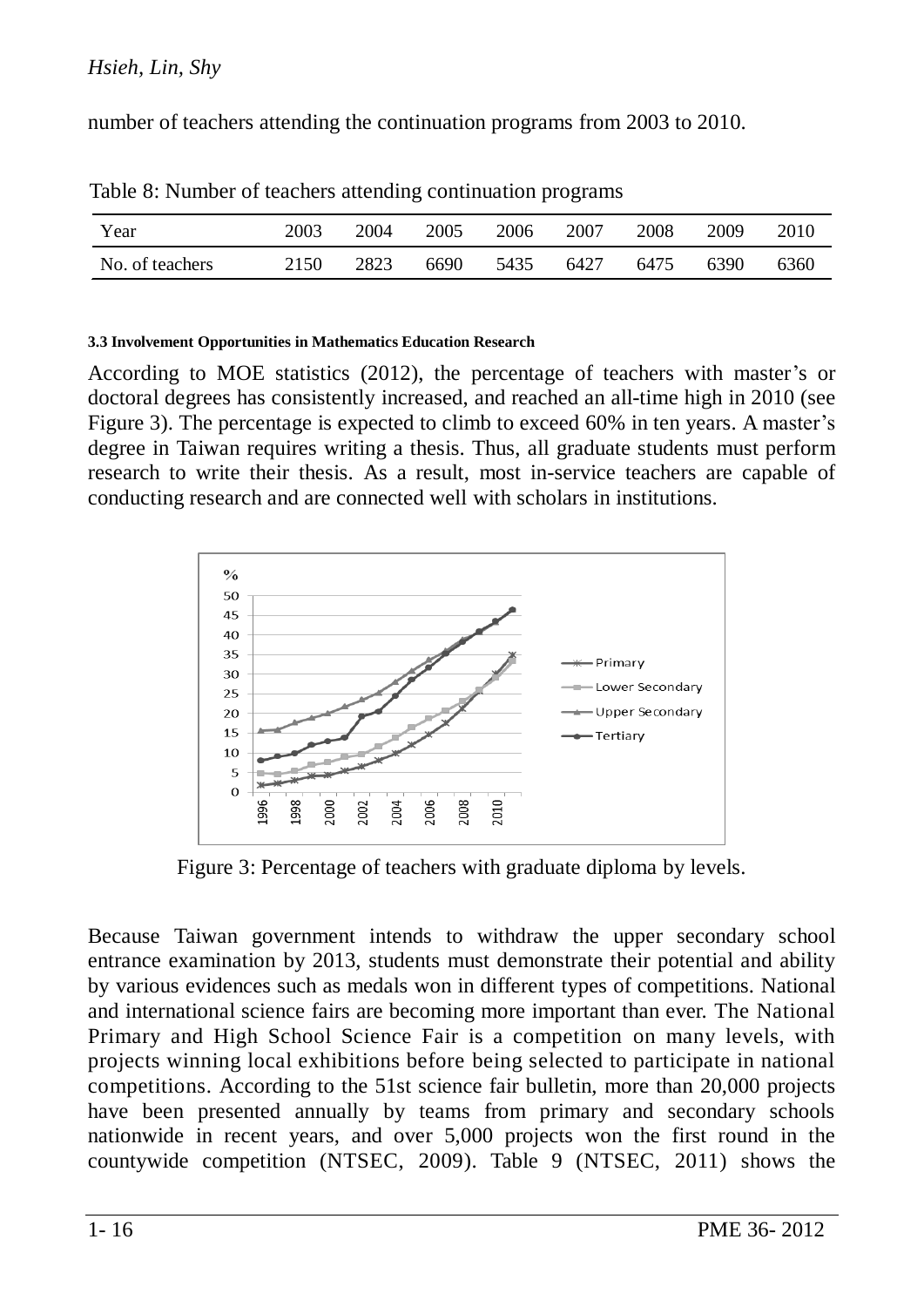number of teachers attending the continuation programs from 2003 to 2010.

Table 8: Number of teachers attending continuation programs

| Year | 2003 | 2004 | 2005 | 2006 | 2007 | 2008 | 2009 | 2010 |
|---|---|---|---|---|---|---|---|---|
| No. of teachers | 2150 | 2823 | 6690 | 5435 | 6427 | 6475 | 6390 | 6360 |

### 3.3 Involvement Opportunities in Mathematics Education Research

According to MOE statistics (2012), the percentage of teachers with master's or doctoral degrees has consistently increased, and reached an all-time high in 2010 (see Figure 3). The percentage is expected to climb to exceed 60% in ten years. A master's degree in Taiwan requires writing a thesis. Thus, all graduate students must perform research to write their thesis. As a result, most in-service teachers are capable of conducting research and are connected well with scholars in institutions.

Figure 3: Percentage of teachers with graduate diploma by levels.

Because Taiwan government intends to withdraw the upper secondary school entrance examination by 2013, students must demonstrate their potential and ability by various evidences such as medals won in different types of competitions. National and international science fairs are becoming more important than ever. The National Primary and High School Science Fair is a competition on many levels, with projects winning local exhibitions before being selected to participate in national competitions. According to the 51st science fair bulletin, more than 20,000 projects have been presented annually by teams from primary and secondary schools nationwide in recent years, and over 5,000 projects won the first round in the countywide competition (NTSEC, 2009). Table 9 (NTSEC, 2011) shows the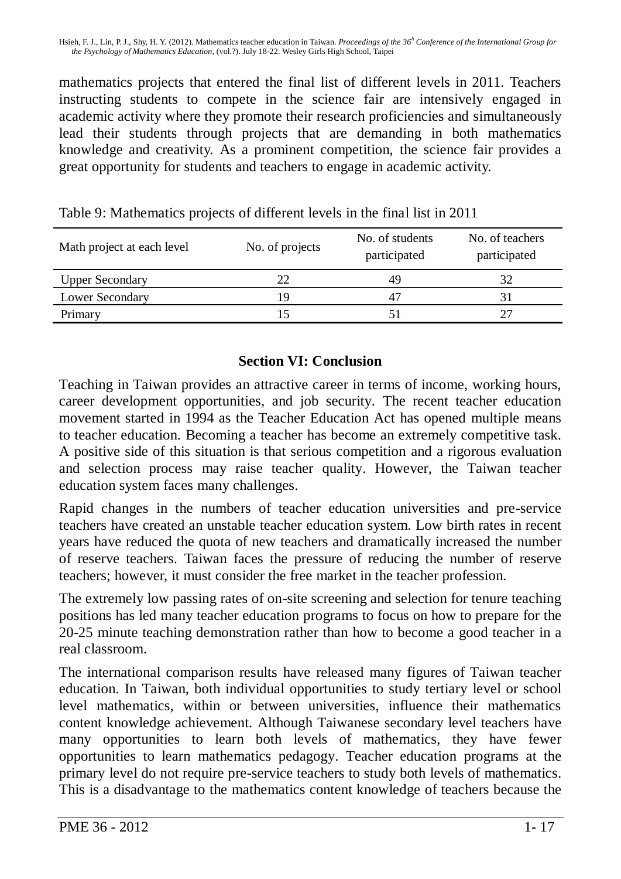mathematics projects that entered the final list of different levels in 2011. Teachers instructing students to compete in the science fair are intensively engaged in academic activity where they promote their research proficiencies and simultaneously lead their students through projects that are demanding in both mathematics knowledge and creativity. As a prominent competition, the science fair provides a great opportunity for students and teachers to engage in academic activity.

Table 9: Mathematics projects of different levels in the final list in 2011

| Math project at each level | No. of projects | No. of students participated | No. of teachers participated |
|---|---|---|---|
| Upper Secondary | 22 | 49 | 32 |
| Lower Secondary | 19 | 47 | 31 |
| Primary | 15 | 51 | 27 |

## Section VI: Conclusion

Teaching in Taiwan provides an attractive career in terms of income, working hours, career development opportunities, and job security. The recent teacher education movement started in 1994 as the Teacher Education Act has opened multiple means to teacher education. Becoming a teacher has become an extremely competitive task. A positive side of this situation is that serious competition and a rigorous evaluation and selection process may raise teacher quality. However, the Taiwan teacher education system faces many challenges.

Rapid changes in the numbers of teacher education universities and pre-service teachers have created an unstable teacher education system. Low birth rates in recent years have reduced the quota of new teachers and dramatically increased the number of reserve teachers. Taiwan faces the pressure of reducing the number of reserve teachers; however, it must consider the free market in the teacher profession.

The extremely low passing rates of on-site screening and selection for tenure teaching positions has led many teacher education programs to focus on how to prepare for the 20-25 minute teaching demonstration rather than how to become a good teacher in a real classroom.

The international comparison results have released many figures of Taiwan teacher education. In Taiwan, both individual opportunities to study tertiary level or school level mathematics, within or between universities, influence their mathematics content knowledge achievement. Although Taiwanese secondary level teachers have many opportunities to learn both levels of mathematics, they have fewer opportunities to learn mathematics pedagogy. Teacher education programs at the primary level do not require pre-service teachers to study both levels of mathematics. This is a disadvantage to the mathematics content knowledge of teachers because the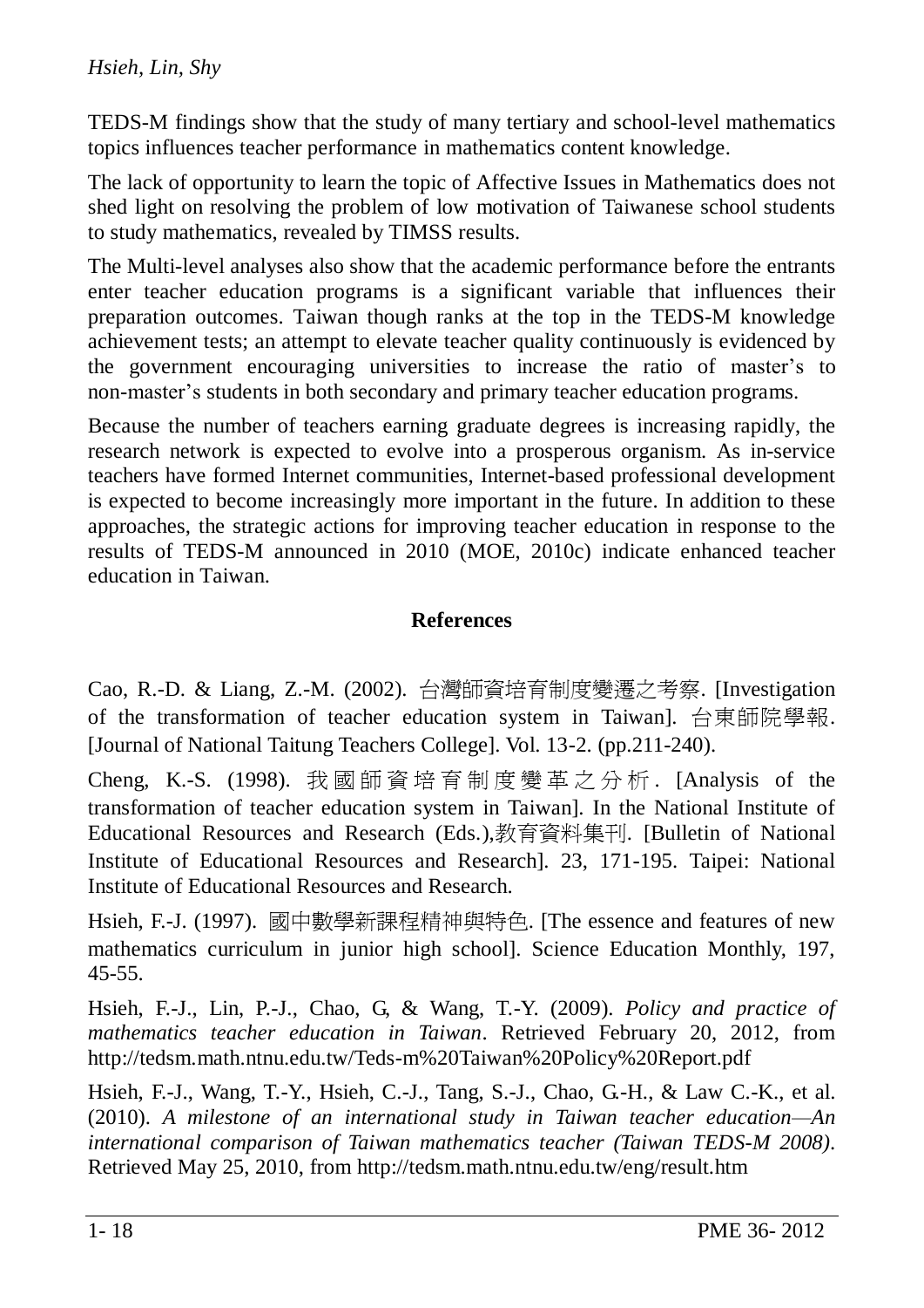TEDS-M findings show that the study of many tertiary and school-level mathematics topics influences teacher performance in mathematics content knowledge.

The lack of opportunity to learn the topic of Affective Issues in Mathematics does not shed light on resolving the problem of low motivation of Taiwanese school students to study mathematics, revealed by TIMSS results.

The Multi-level analyses also show that the academic performance before the entrants enter teacher education programs is a significant variable that influences their preparation outcomes. Taiwan though ranks at the top in the TEDS-M knowledge achievement tests; an attempt to elevate teacher quality continuously is evidenced by the government encouraging universities to increase the ratio of master's to non-master's students in both secondary and primary teacher education programs.

Because the number of teachers earning graduate degrees is increasing rapidly, the research network is expected to evolve into a prosperous organism. As in-service teachers have formed Internet communities, Internet-based professional development is expected to become increasingly more important in the future. In addition to these approaches, the strategic actions for improving teacher education in response to the results of TEDS-M announced in 2010 (MOE, 2010c) indicate enhanced teacher education in Taiwan.

## References

Cao, R.-D. & Liang, Z.-M. (2002). 台灣師資培育制度變遷之考察. [Investigation of the transformation of teacher education system in Taiwan]. 台東師院學報. [Journal of National Taitung Teachers College]. Vol. 13-2. (pp.211-240).

Cheng, K.-S. (1998). 我國師資培育制度變革之分析. [Analysis of the transformation of teacher education system in Taiwan]. In the National Institute of Educational Resources and Research (Eds.),教育資料集刊. [Bulletin of National Institute of Educational Resources and Research]. 23, 171-195. Taipei: National Institute of Educational Resources and Research.

Hsieh, F.-J. (1997). 國中數學新課程精神與特色. [The essence and features of new mathematics curriculum in junior high school]. Science Education Monthly, 197, 45-55.

Hsieh, F.-J., Lin, P.-J., Chao, G, & Wang, T.-Y. (2009). *Policy and practice of mathematics teacher education in Taiwan*. Retrieved February 20, 2012, from http://tedsm.math.ntnu.edu.tw/Teds-m%20Taiwan%20Policy%20Report.pdf

Hsieh, F.-J., Wang, T.-Y., Hsieh, C.-J., Tang, S.-J., Chao, G.-H., & Law C.-K., et al. (2010). *A milestone of an international study in Taiwan teacher education—An international comparison of Taiwan mathematics teacher (Taiwan TEDS-M 2008)*. Retrieved May 25, 2010, from http://tedsm.math.ntnu.edu.tw/eng/result.htm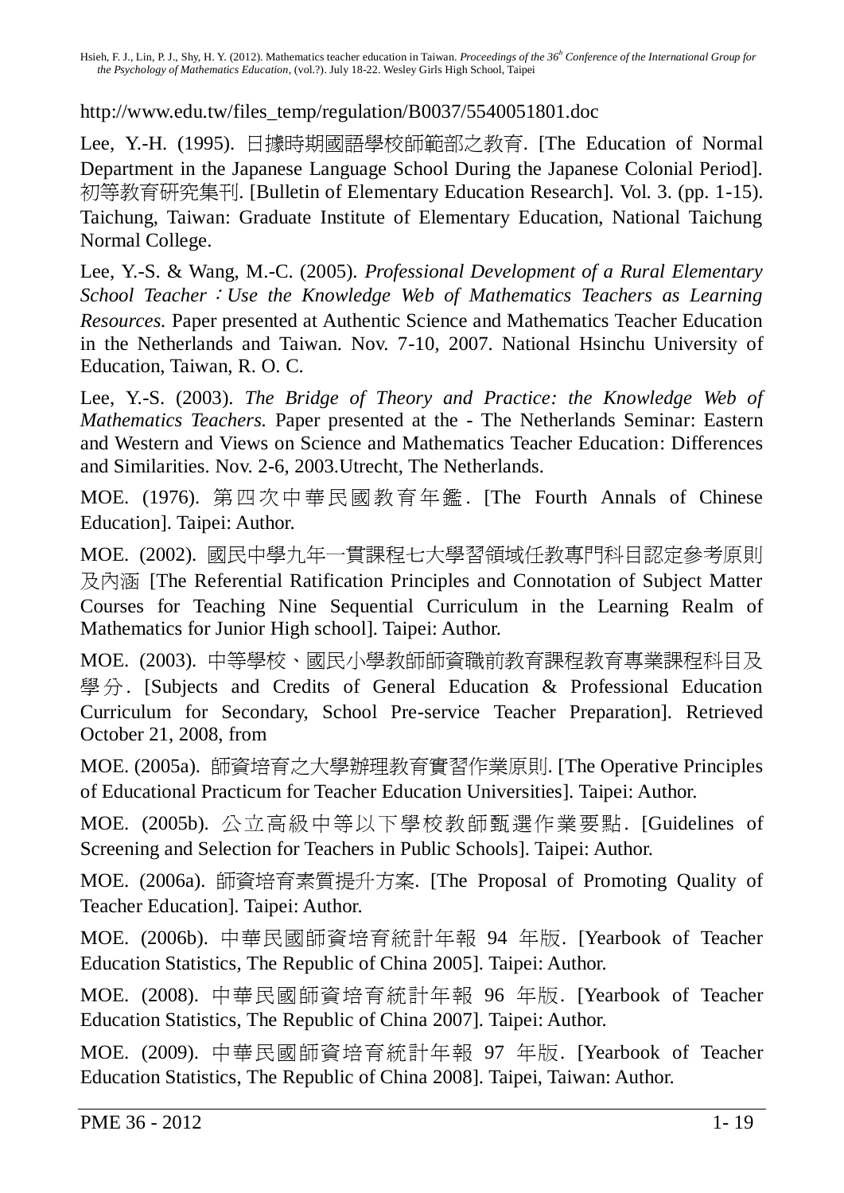http://www.edu.tw/files_temp/regulation/B0037/5540051801.doc

Lee, Y.-H. (1995). 日據時期國語學校師範部之教育. [The Education of Normal Department in the Japanese Language School During the Japanese Colonial Period]. 初等教育研究集刊. [Bulletin of Elementary Education Research]. Vol. 3. (pp. 1-15). Taichung, Taiwan: Graduate Institute of Elementary Education, National Taichung Normal College.

Lee, Y.-S. & Wang, M.-C. (2005). *Professional Development of a Rural Elementary School Teacher：Use the Knowledge Web of Mathematics Teachers as Learning Resources.* Paper presented at Authentic Science and Mathematics Teacher Education in the Netherlands and Taiwan. Nov. 7-10, 2007. National Hsinchu University of Education, Taiwan, R. O. C.

Lee, Y.-S. (2003). *The Bridge of Theory and Practice: the Knowledge Web of Mathematics Teachers.* Paper presented at the - The Netherlands Seminar: Eastern and Western and Views on Science and Mathematics Teacher Education: Differences and Similarities. Nov. 2-6, 2003.Utrecht, The Netherlands.

MOE. (1976). 第四次中華民國教育年鑑. [The Fourth Annals of Chinese Education]. Taipei: Author.

MOE. (2002). 國民中學九年一貫課程七大學習領域任教專門科目認定參考原則及內涵 [The Referential Ratification Principles and Connotation of Subject Matter Courses for Teaching Nine Sequential Curriculum in the Learning Realm of Mathematics for Junior High school]. Taipei: Author.

MOE. (2003). 中等學校、國民小學教師師資職前教育課程教育專業課程科目及學分. [Subjects and Credits of General Education & Professional Education Curriculum for Secondary, School Pre-service Teacher Preparation]. Retrieved October 21, 2008, from

MOE. (2005a). 師資培育之大學辦理教育實習作業原則. [The Operative Principles of Educational Practicum for Teacher Education Universities]. Taipei: Author.

MOE. (2005b). 公立高級中等以下學校教師甄選作業要點. [Guidelines of Screening and Selection for Teachers in Public Schools]. Taipei: Author.

MOE. (2006a). 師資培育素質提升方案. [The Proposal of Promoting Quality of Teacher Education]. Taipei: Author.

MOE. (2006b). 中華民國師資培育統計年報 94 年版. [Yearbook of Teacher Education Statistics, The Republic of China 2005]. Taipei: Author.

MOE. (2008). 中華民國師資培育統計年報 96 年版. [Yearbook of Teacher Education Statistics, The Republic of China 2007]. Taipei: Author.

MOE. (2009). 中華民國師資培育統計年報 97 年版. [Yearbook of Teacher Education Statistics, The Republic of China 2008]. Taipei, Taiwan: Author.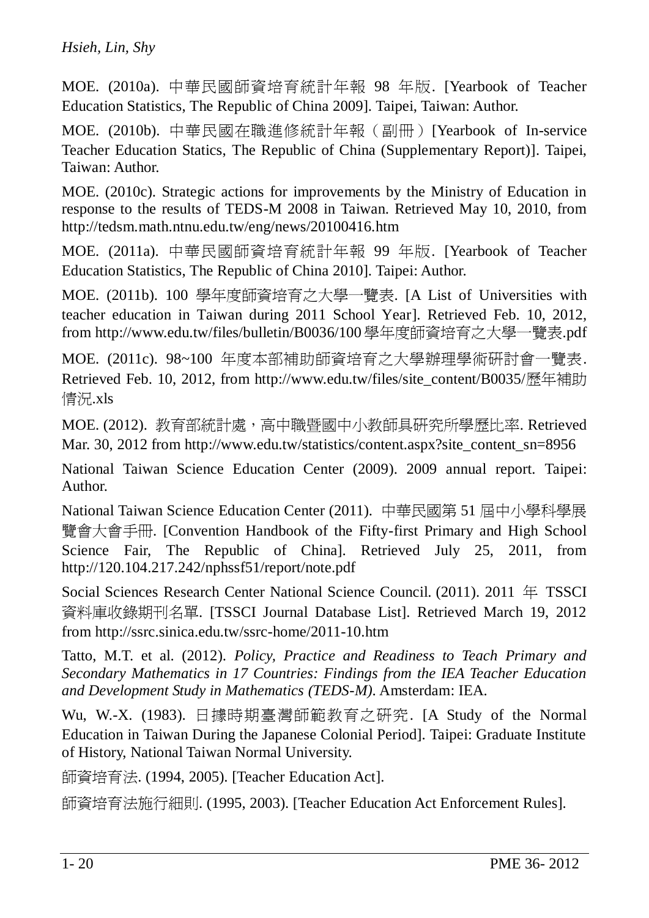MOE. (2010a). 中華民國師資培育統計年報 98 年版. [Yearbook of Teacher Education Statistics, The Republic of China 2009]. Taipei, Taiwan: Author.

MOE. (2010b). 中華民國在職進修統計年報（副冊）[Yearbook of In-service Teacher Education Statics, The Republic of China (Supplementary Report)]. Taipei, Taiwan: Author.

MOE. (2010c). Strategic actions for improvements by the Ministry of Education in response to the results of TEDS-M 2008 in Taiwan. Retrieved May 10, 2010, from http://tedsm.math.ntnu.edu.tw/eng/news/20100416.htm

MOE. (2011a). 中華民國師資培育統計年報 99 年版. [Yearbook of Teacher Education Statistics, The Republic of China 2010]. Taipei: Author.

MOE. (2011b). 100 學年度師資培育之大學一覽表. [A List of Universities with teacher education in Taiwan during 2011 School Year]. Retrieved Feb. 10, 2012, from http://www.edu.tw/files/bulletin/B0036/100學年度師資培育之大學一覽表.pdf

MOE. (2011c). 98~100 年度本部補助師資培育之大學辦理學術研討會一覽表. Retrieved Feb. 10, 2012, from http://www.edu.tw/files/site_content/B0035/歷年補助情況.xls

MOE. (2012). 教育部統計處，高中職暨國中小教師具研究所學歷比率. Retrieved Mar. 30, 2012 from http://www.edu.tw/statistics/content.aspx?site_content_sn=8956

National Taiwan Science Education Center (2009). 2009 annual report. Taipei: Author.

National Taiwan Science Education Center (2011). 中華民國第 51 屆中小學科學展覽會大會手冊. [Convention Handbook of the Fifty-first Primary and High School Science Fair, The Republic of China]. Retrieved July 25, 2011, from http://120.104.217.242/nphssf51/report/note.pdf

Social Sciences Research Center National Science Council. (2011). 2011 年 TSSCI 資料庫收錄期刊名單. [TSSCI Journal Database List]. Retrieved March 19, 2012 from http://ssrc.sinica.edu.tw/ssrc-home/2011-10.htm

Tatto, M.T. et al. (2012). *Policy, Practice and Readiness to Teach Primary and Secondary Mathematics in 17 Countries: Findings from the IEA Teacher Education and Development Study in Mathematics (TEDS-M)*. Amsterdam: IEA.

Wu, W.-X. (1983). 日據時期臺灣師範教育之研究. [A Study of the Normal Education in Taiwan During the Japanese Colonial Period]. Taipei: Graduate Institute of History, National Taiwan Normal University.

師資培育法. (1994, 2005). [Teacher Education Act].

師資培育法施行細則. (1995, 2003). [Teacher Education Act Enforcement Rules].